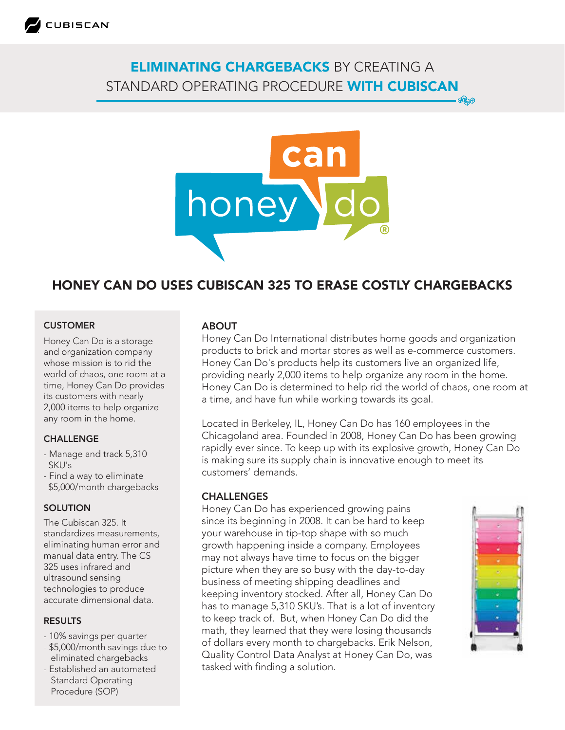# ELIMINATING CHARGEBACKS BY CREATING A STANDARD OPERATING PROCEDURE WITH CUBISCAN

## HONEY CAN DO USES CUBISCAN 325 TO ERASE COSTLY CHARGEBACKS

### CUSTOMER

Honey Can Do is a storage and organization company whose mission is to rid the world of chaos, one room at a time, Honey Can Do provides its customers with nearly 2,000 items to help organize any room in the home.

### CHALLENGE

- Manage and track 5,310 SKU's
- Find a way to eliminate $5,000/month chargebacks

### SOLUTION

The Cubiscan 325. It standardizes measurements, eliminating human error and manual data entry. The CS 325 uses infrared and ultrasound sensing technologies to produce accurate dimensional data.

### RESULTS

- 10% savings per quarter
- $5,000/month savings due to eliminated chargebacks
- Established an automated Standard Operating Procedure (SOP)

### ABOUT

Honey Can Do International distributes home goods and organization products to brick and mortar stores as well as e-commerce customers. Honey Can Do's products help its customers live an organized life, providing nearly 2,000 items to help organize any room in the home. Honey Can Do is determined to help rid the world of chaos, one room at a time, and have fun while working towards its goal.

Located in Berkeley, IL, Honey Can Do has 160 employees in the Chicagoland area. Founded in 2008, Honey Can Do has been growing rapidly ever since. To keep up with its explosive growth, Honey Can Do is making sure its supply chain is innovative enough to meet its customers' demands.

### CHALLENGES

Honey Can Do has experienced growing pains since its beginning in 2008. It can be hard to keep your warehouse in tip-top shape with so much growth happening inside a company. Employees may not always have time to focus on the bigger picture when they are so busy with the day-to-day business of meeting shipping deadlines and keeping inventory stocked. After all, Honey Can Do has to manage 5,310 SKU's. That is a lot of inventory to keep track of. But, when Honey Can Do did the math, they learned that they were losing thousands of dollars every month to chargebacks. Erik Nelson, Quality Control Data Analyst at Honey Can Do, was tasked with finding a solution.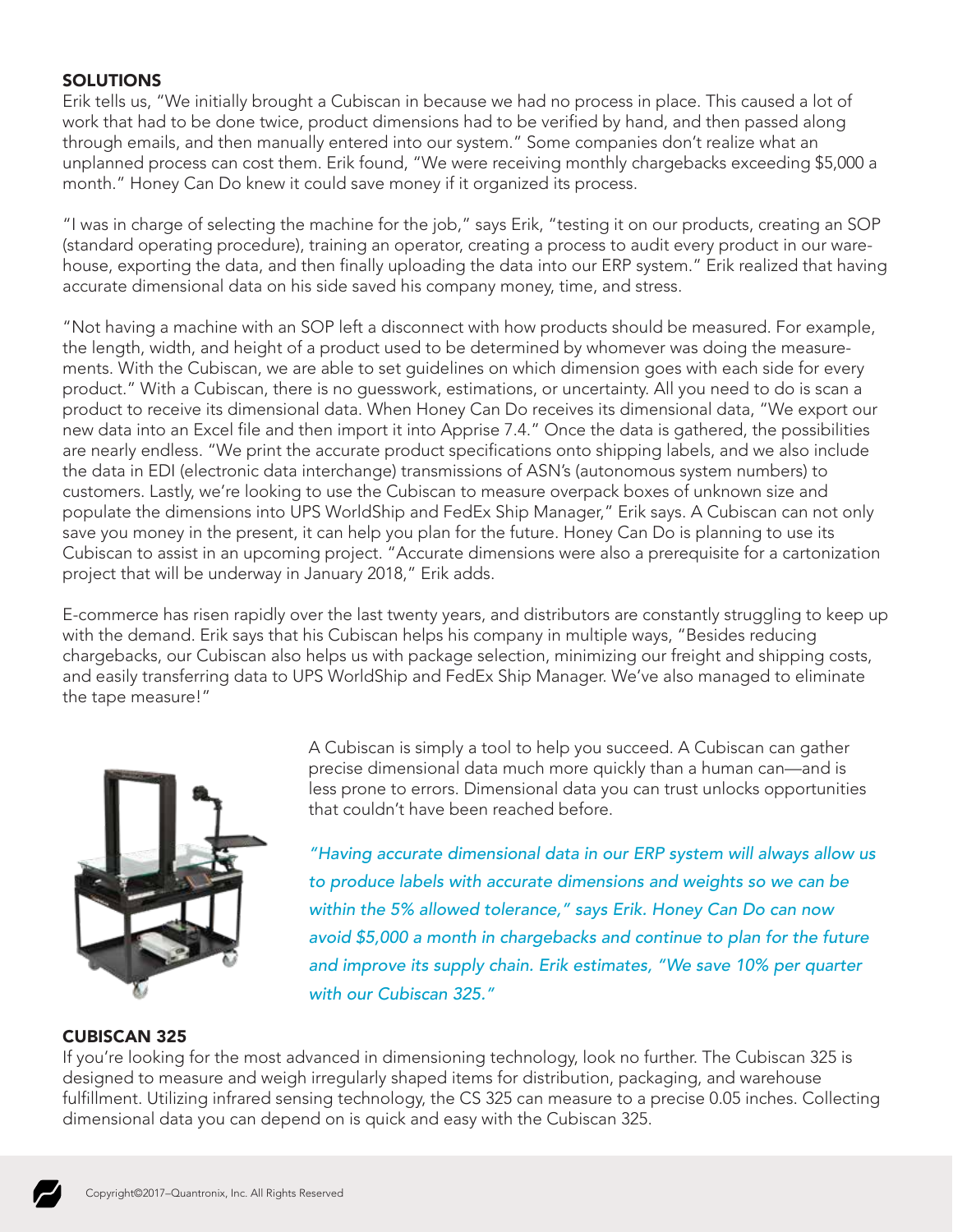## SOLUTIONS

Erik tells us, "We initially brought a Cubiscan in because we had no process in place. This caused a lot of work that had to be done twice, product dimensions had to be verified by hand, and then passed along through emails, and then manually entered into our system." Some companies don't realize what an unplanned process can cost them. Erik found, "We were receiving monthly chargebacks exceeding $5,000 a month." Honey Can Do knew it could save money if it organized its process.

"I was in charge of selecting the machine for the job," says Erik, "testing it on our products, creating an SOP (standard operating procedure), training an operator, creating a process to audit every product in our warehouse, exporting the data, and then finally uploading the data into our ERP system." Erik realized that having accurate dimensional data on his side saved his company money, time, and stress.

"Not having a machine with an SOP left a disconnect with how products should be measured. For example, the length, width, and height of a product used to be determined by whomever was doing the measurements. With the Cubiscan, we are able to set guidelines on which dimension goes with each side for every product." With a Cubiscan, there is no guesswork, estimations, or uncertainty. All you need to do is scan a product to receive its dimensional data. When Honey Can Do receives its dimensional data, "We export our new data into an Excel file and then import it into Apprise 7.4." Once the data is gathered, the possibilities are nearly endless. "We print the accurate product specifications onto shipping labels, and we also include the data in EDI (electronic data interchange) transmissions of ASN's (autonomous system numbers) to customers. Lastly, we're looking to use the Cubiscan to measure overpack boxes of unknown size and populate the dimensions into UPS WorldShip and FedEx Ship Manager," Erik says. A Cubiscan can not only save you money in the present, it can help you plan for the future. Honey Can Do is planning to use its Cubiscan to assist in an upcoming project. "Accurate dimensions were also a prerequisite for a cartonization project that will be underway in January 2018," Erik adds.

E-commerce has risen rapidly over the last twenty years, and distributors are constantly struggling to keep up with the demand. Erik says that his Cubiscan helps his company in multiple ways, "Besides reducing chargebacks, our Cubiscan also helps us with package selection, minimizing our freight and shipping costs, and easily transferring data to UPS WorldShip and FedEx Ship Manager. We've also managed to eliminate the tape measure!"

A Cubiscan is simply a tool to help you succeed. A Cubiscan can gather precise dimensional data much more quickly than a human can—and is less prone to errors. Dimensional data you can trust unlocks opportunities that couldn't have been reached before.

*"Having accurate dimensional data in our ERP system will always allow us to produce labels with accurate dimensions and weights so we can be within the 5% allowed tolerance," says Erik. Honey Can Do can now avoid $5,000 a month in chargebacks and continue to plan for the future and improve its supply chain. Erik estimates, "We save 10% per quarter with our Cubiscan 325."*

## CUBISCAN 325

If you're looking for the most advanced in dimensioning technology, look no further. The Cubiscan 325 is designed to measure and weigh irregularly shaped items for distribution, packaging, and warehouse fulfillment. Utilizing infrared sensing technology, the CS 325 can measure to a precise 0.05 inches. Collecting dimensional data you can depend on is quick and easy with the Cubiscan 325.

Copyright©2017–Quantronix, Inc. All Rights Reserved